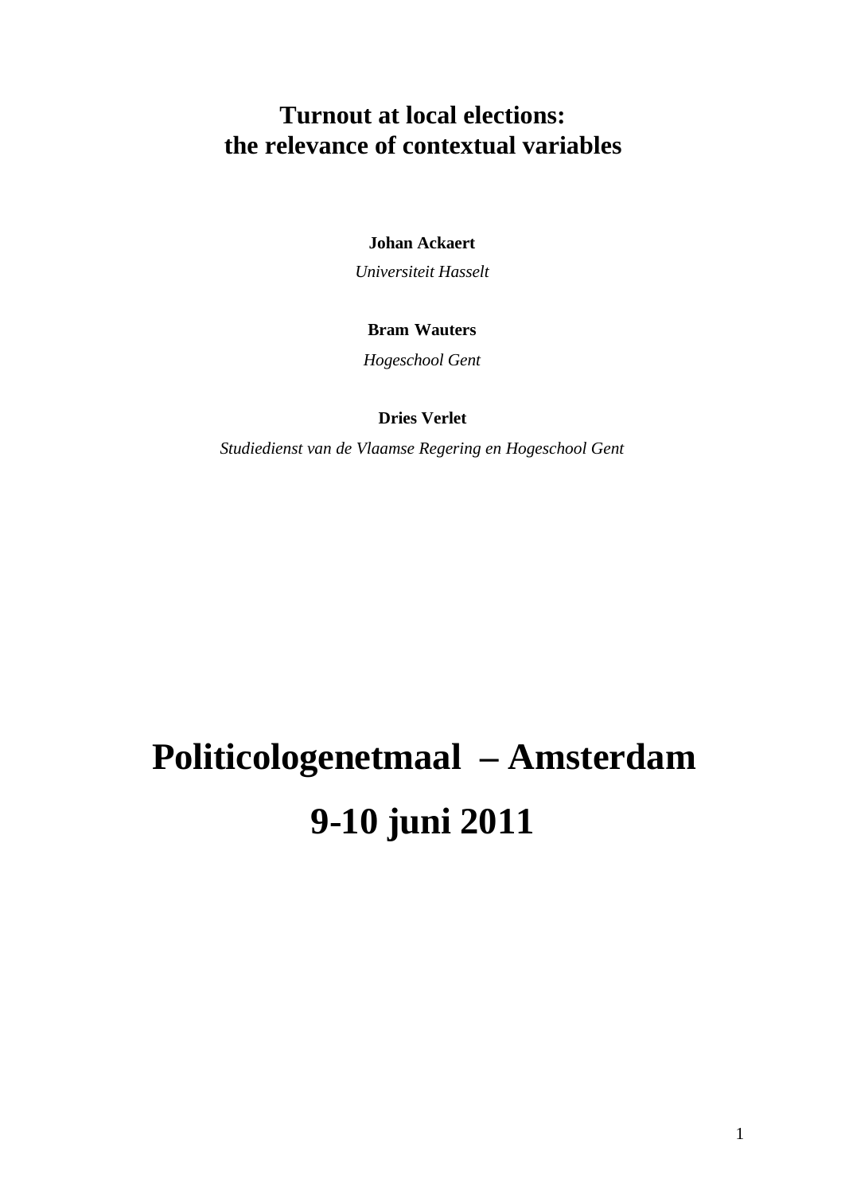# Turnout at local elections:
# the relevance of contextual variables

**Johan Ackaert**

*Universiteit Hasselt*

**Bram Wauters**

*Hogeschool Gent*

**Dries Verlet**

*Studiedienst van de Vlaamse Regering en Hogeschool Gent*

# Politicologenetmaal – Amsterdam

# 9-10 juni 2011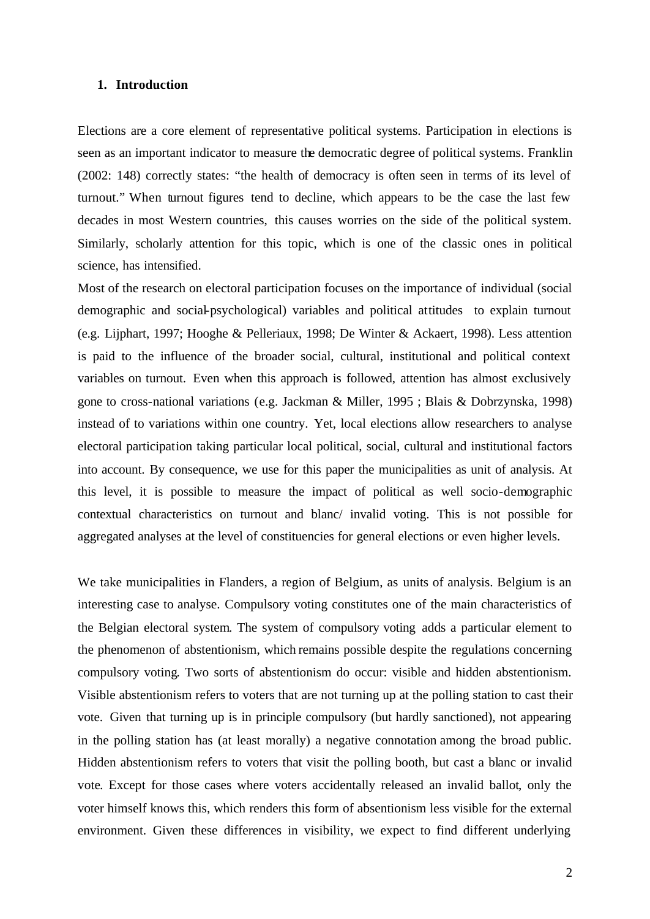## 1. Introduction

Elections are a core element of representative political systems. Participation in elections is seen as an important indicator to measure the democratic degree of political systems. Franklin (2002: 148) correctly states: "the health of democracy is often seen in terms of its level of turnout." When turnout figures tend to decline, which appears to be the case the last few decades in most Western countries, this causes worries on the side of the political system. Similarly, scholarly attention for this topic, which is one of the classic ones in political science, has intensified.

Most of the research on electoral participation focuses on the importance of individual (social demographic and social-psychological) variables and political attitudes to explain turnout (e.g. Lijphart, 1997; Hooghe & Pelleriaux, 1998; De Winter & Ackaert, 1998). Less attention is paid to the influence of the broader social, cultural, institutional and political context variables on turnout. Even when this approach is followed, attention has almost exclusively gone to cross-national variations (e.g. Jackman & Miller, 1995 ; Blais & Dobrzynska, 1998) instead of to variations within one country. Yet, local elections allow researchers to analyse electoral participation taking particular local political, social, cultural and institutional factors into account. By consequence, we use for this paper the municipalities as unit of analysis. At this level, it is possible to measure the impact of political as well socio-demographic contextual characteristics on turnout and blanc/ invalid voting. This is not possible for aggregated analyses at the level of constituencies for general elections or even higher levels.

We take municipalities in Flanders, a region of Belgium, as units of analysis. Belgium is an interesting case to analyse. Compulsory voting constitutes one of the main characteristics of the Belgian electoral system. The system of compulsory voting adds a particular element to the phenomenon of abstentionism, which remains possible despite the regulations concerning compulsory voting. Two sorts of abstentionism do occur: visible and hidden abstentionism. Visible abstentionism refers to voters that are not turning up at the polling station to cast their vote. Given that turning up is in principle compulsory (but hardly sanctioned), not appearing in the polling station has (at least morally) a negative connotation among the broad public. Hidden abstentionism refers to voters that visit the polling booth, but cast a blanc or invalid vote. Except for those cases where voters accidentally released an invalid ballot, only the voter himself knows this, which renders this form of absentionism less visible for the external environment. Given these differences in visibility, we expect to find different underlying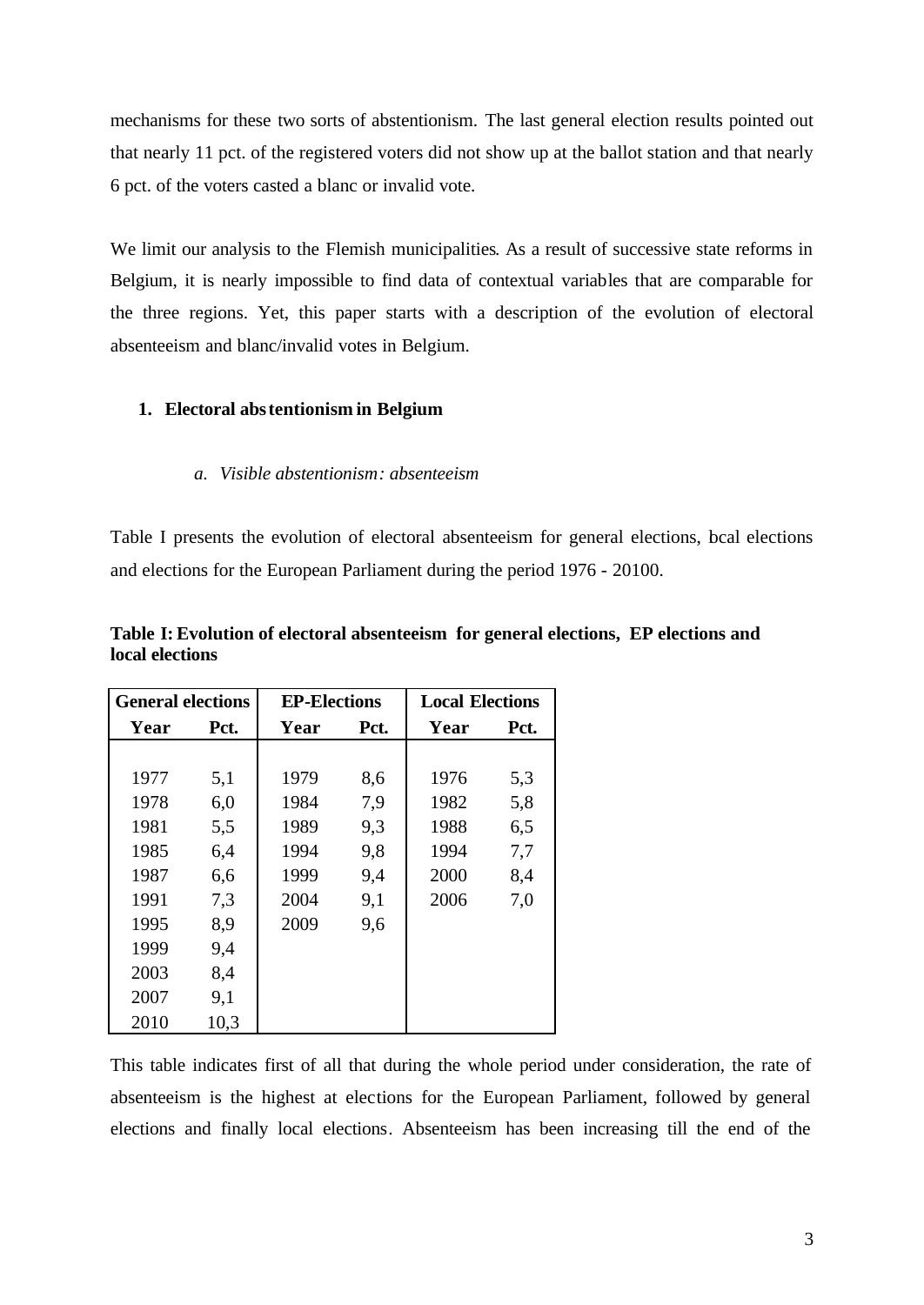mechanisms for these two sorts of abstentionism. The last general election results pointed out that nearly 11 pct. of the registered voters did not show up at the ballot station and that nearly 6 pct. of the voters casted a blanc or invalid vote.

We limit our analysis to the Flemish municipalities. As a result of successive state reforms in Belgium, it is nearly impossible to find data of contextual variables that are comparable for the three regions. Yet, this paper starts with a description of the evolution of electoral absenteeism and blanc/invalid votes in Belgium.

## 1. Electoral abstentionism in Belgium

### *a. Visible abstentionism: absenteeism*

Table I presents the evolution of electoral absenteeism for general elections, bcal elections and elections for the European Parliament during the period 1976 - 20100.

**Table I: Evolution of electoral absenteeism for general elections, EP elections and local elections**

| General elections | | EP-Elections | | Local Elections | |
|---|---|---|---|---|---|
| Year | Pct. | Year | Pct. | Year | Pct. |
| 1977 | 5,1 | 1979 | 8,6 | 1976 | 5,3 |
| 1978 | 6,0 | 1984 | 7,9 | 1982 | 5,8 |
| 1981 | 5,5 | 1989 | 9,3 | 1988 | 6,5 |
| 1985 | 6,4 | 1994 | 9,8 | 1994 | 7,7 |
| 1987 | 6,6 | 1999 | 9,4 | 2000 | 8,4 |
| 1991 | 7,3 | 2004 | 9,1 | 2006 | 7,0 |
| 1995 | 8,9 | 2009 | 9,6 | | |
| 1999 | 9,4 | | | | |
| 2003 | 8,4 | | | | |
| 2007 | 9,1 | | | | |
| 2010 | 10,3 | | | | |

This table indicates first of all that during the whole period under consideration, the rate of absenteeism is the highest at elections for the European Parliament, followed by general elections and finally local elections. Absenteeism has been increasing till the end of the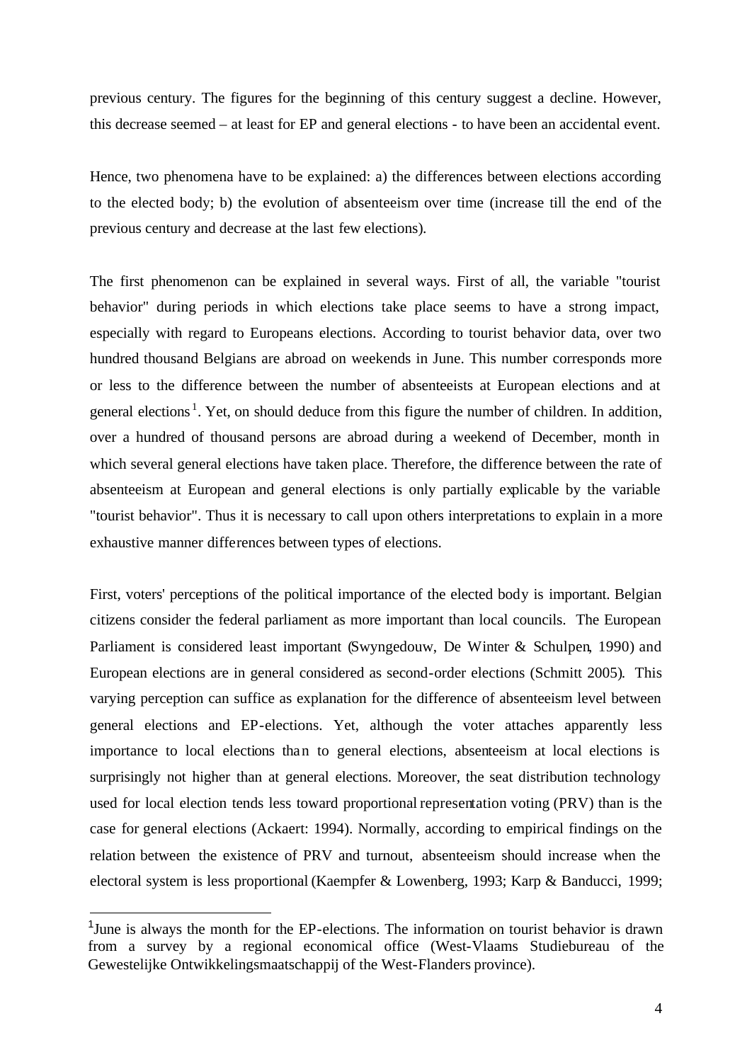previous century. The figures for the beginning of this century suggest a decline. However, this decrease seemed – at least for EP and general elections - to have been an accidental event.

Hence, two phenomena have to be explained: a) the differences between elections according to the elected body; b) the evolution of absenteeism over time (increase till the end of the previous century and decrease at the last few elections).

The first phenomenon can be explained in several ways. First of all, the variable "tourist behavior" during periods in which elections take place seems to have a strong impact, especially with regard to Europeans elections. According to tourist behavior data, over two hundred thousand Belgians are abroad on weekends in June. This number corresponds more or less to the difference between the number of absenteeists at European elections and at general elections[1]. Yet, on should deduce from this figure the number of children. In addition, over a hundred of thousand persons are abroad during a weekend of December, month in which several general elections have taken place. Therefore, the difference between the rate of absenteeism at European and general elections is only partially explicable by the variable "tourist behavior". Thus it is necessary to call upon others interpretations to explain in a more exhaustive manner differences between types of elections.

First, voters' perceptions of the political importance of the elected body is important. Belgian citizens consider the federal parliament as more important than local councils. The European Parliament is considered least important (Swyngedouw, De Winter & Schulpen, 1990) and European elections are in general considered as second-order elections (Schmitt 2005). This varying perception can suffice as explanation for the difference of absenteeism level between general elections and EP-elections. Yet, although the voter attaches apparently less importance to local elections than to general elections, absenteeism at local elections is surprisingly not higher than at general elections. Moreover, the seat distribution technology used for local election tends less toward proportional representation voting (PRV) than is the case for general elections (Ackaert: 1994). Normally, according to empirical findings on the relation between the existence of PRV and turnout, absenteeism should increase when the electoral system is less proportional (Kaempfer & Lowenberg, 1993; Karp & Banducci, 1999;

[1] June is always the month for the EP-elections. The information on tourist behavior is drawn from a survey by a regional economical office (West-Vlaams Studiebureau of the Gewestelijke Ontwikkelingsmaatschappij of the West-Flanders province).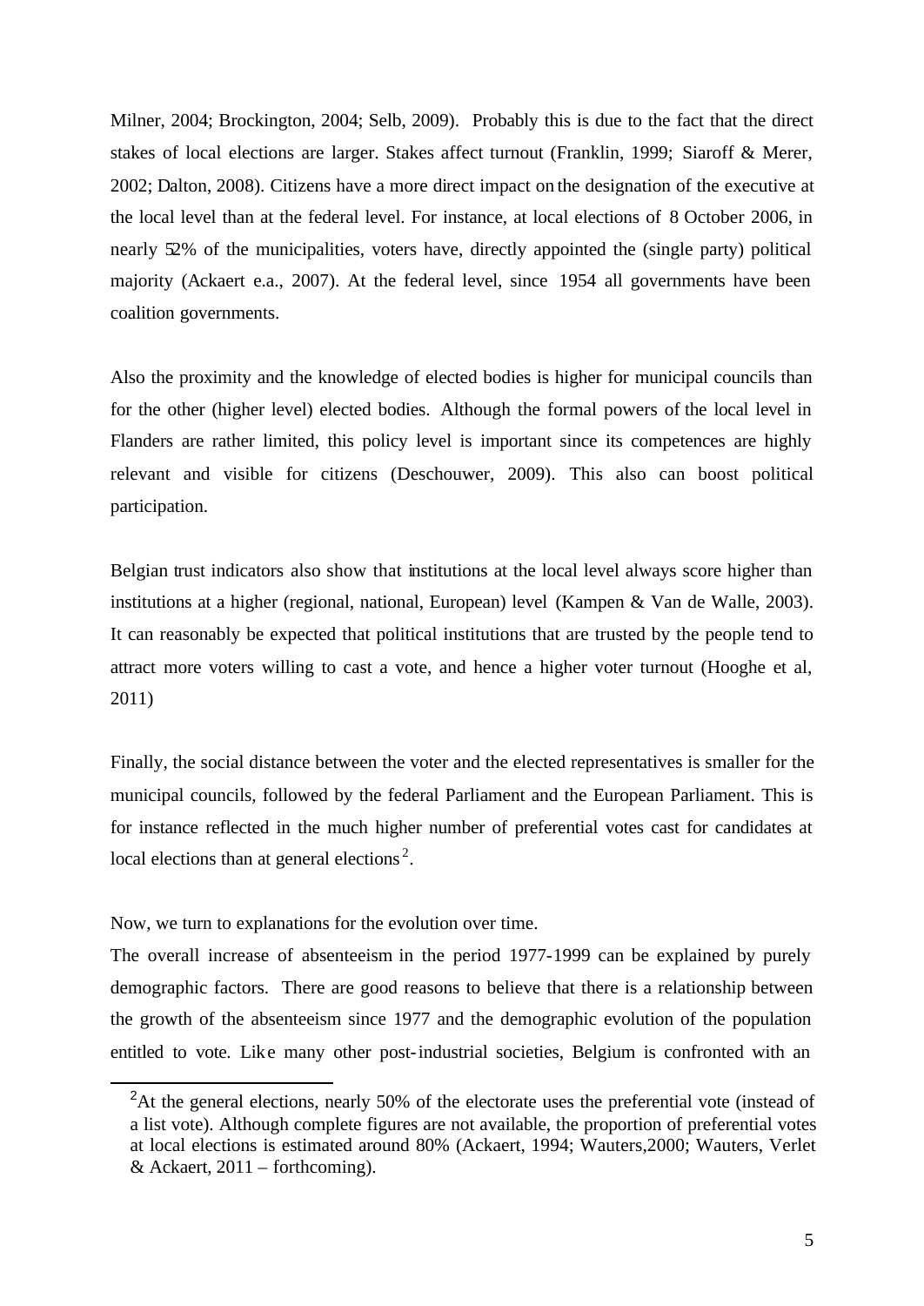Milner, 2004; Brockington, 2004; Selb, 2009). Probably this is due to the fact that the direct stakes of local elections are larger. Stakes affect turnout (Franklin, 1999; Siaroff & Merer, 2002; Dalton, 2008). Citizens have a more direct impact on the designation of the executive at the local level than at the federal level. For instance, at local elections of 8 October 2006, in nearly 52% of the municipalities, voters have, directly appointed the (single party) political majority (Ackaert e.a., 2007). At the federal level, since 1954 all governments have been coalition governments.

Also the proximity and the knowledge of elected bodies is higher for municipal councils than for the other (higher level) elected bodies. Although the formal powers of the local level in Flanders are rather limited, this policy level is important since its competences are highly relevant and visible for citizens (Deschouwer, 2009). This also can boost political participation.

Belgian trust indicators also show that institutions at the local level always score higher than institutions at a higher (regional, national, European) level (Kampen & Van de Walle, 2003). It can reasonably be expected that political institutions that are trusted by the people tend to attract more voters willing to cast a vote, and hence a higher voter turnout (Hooghe et al, 2011)

Finally, the social distance between the voter and the elected representatives is smaller for the municipal councils, followed by the federal Parliament and the European Parliament. This is for instance reflected in the much higher number of preferential votes cast for candidates at local elections than at general elections[2].

Now, we turn to explanations for the evolution over time.

The overall increase of absenteeism in the period 1977-1999 can be explained by purely demographic factors. There are good reasons to believe that there is a relationship between the growth of the absenteeism since 1977 and the demographic evolution of the population entitled to vote. Like many other post-industrial societies, Belgium is confronted with an

---

[2] At the general elections, nearly 50% of the electorate uses the preferential vote (instead of a list vote). Although complete figures are not available, the proportion of preferential votes at local elections is estimated around 80% (Ackaert, 1994; Wauters,2000; Wauters, Verlet & Ackaert, 2011 – forthcoming).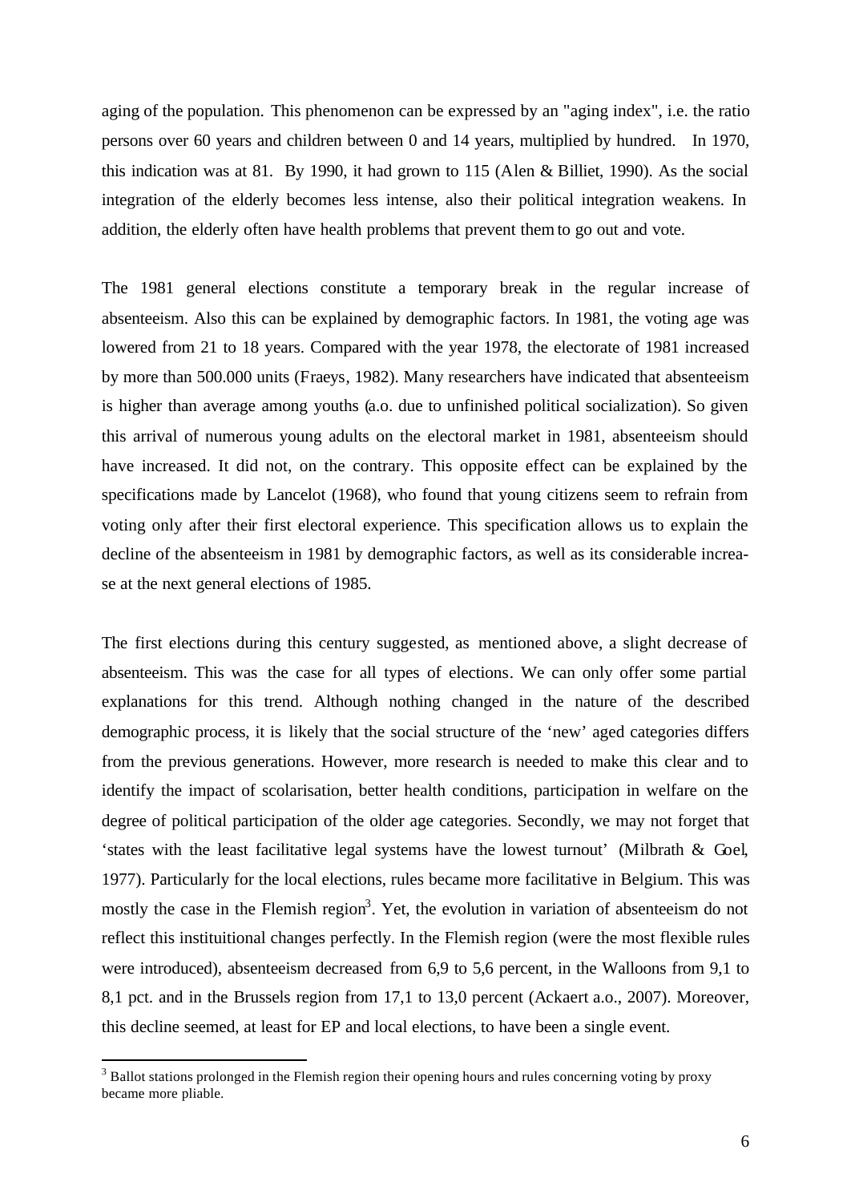aging of the population. This phenomenon can be expressed by an "aging index", i.e. the ratio persons over 60 years and children between 0 and 14 years, multiplied by hundred. In 1970, this indication was at 81. By 1990, it had grown to 115 (Alen & Billiet, 1990). As the social integration of the elderly becomes less intense, also their political integration weakens. In addition, the elderly often have health problems that prevent them to go out and vote.

The 1981 general elections constitute a temporary break in the regular increase of absenteeism. Also this can be explained by demographic factors. In 1981, the voting age was lowered from 21 to 18 years. Compared with the year 1978, the electorate of 1981 increased by more than 500.000 units (Fraeys, 1982). Many researchers have indicated that absenteeism is higher than average among youths (a.o. due to unfinished political socialization). So given this arrival of numerous young adults on the electoral market in 1981, absenteeism should have increased. It did not, on the contrary. This opposite effect can be explained by the specifications made by Lancelot (1968), who found that young citizens seem to refrain from voting only after their first electoral experience. This specification allows us to explain the decline of the absenteeism in 1981 by demographic factors, as well as its considerable increase at the next general elections of 1985.

The first elections during this century suggested, as mentioned above, a slight decrease of absenteeism. This was the case for all types of elections. We can only offer some partial explanations for this trend. Although nothing changed in the nature of the described demographic process, it is likely that the social structure of the 'new' aged categories differs from the previous generations. However, more research is needed to make this clear and to identify the impact of scolarisation, better health conditions, participation in welfare on the degree of political participation of the older age categories. Secondly, we may not forget that 'states with the least facilitative legal systems have the lowest turnout' (Milbrath & Goel, 1977). Particularly for the local elections, rules became more facilitative in Belgium. This was mostly the case in the Flemish region[3]. Yet, the evolution in variation of absenteeism do not reflect this instituitional changes perfectly. In the Flemish region (were the most flexible rules were introduced), absenteeism decreased from 6,9 to 5,6 percent, in the Walloons from 9,1 to 8,1 pct. and in the Brussels region from 17,1 to 13,0 percent (Ackaert a.o., 2007). Moreover, this decline seemed, at least for EP and local elections, to have been a single event.

[3] Ballot stations prolonged in the Flemish region their opening hours and rules concerning voting by proxy became more pliable.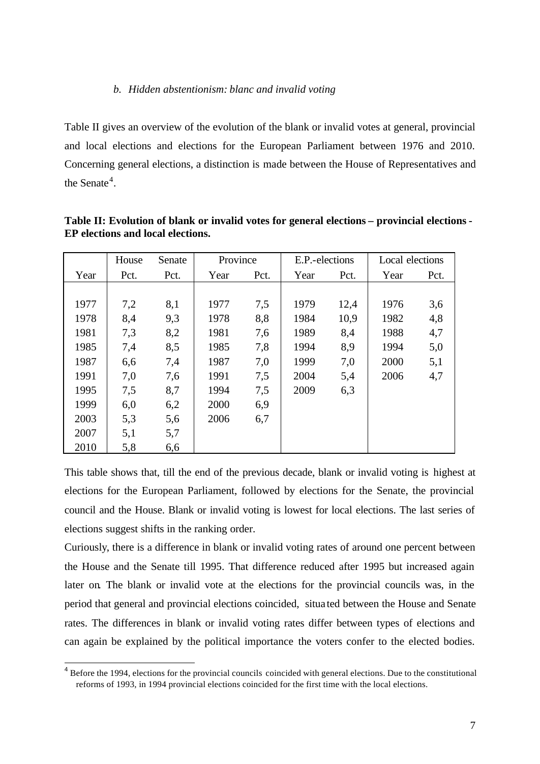### *b. Hidden abstentionism: blanc and invalid voting*

Table II gives an overview of the evolution of the blank or invalid votes at general, provincial and local elections and elections for the European Parliament between 1976 and 2010. Concerning general elections, a distinction is made between the House of Representatives and the Senate[4].

**Table II: Evolution of blank or invalid votes for general elections – provincial elections - EP elections and local elections.**

| | House | Senate | Province | | E.P.-elections | | Local elections | |
|---|---|---|---|---|---|---|---|---|
| Year | Pct. | Pct. | Year | Pct. | Year | Pct. | Year | Pct. |
| 1977 | 7,2 | 8,1 | 1977 | 7,5 | 1979 | 12,4 | 1976 | 3,6 |
| 1978 | 8,4 | 9,3 | 1978 | 8,8 | 1984 | 10,9 | 1982 | 4,8 |
| 1981 | 7,3 | 8,2 | 1981 | 7,6 | 1989 | 8,4 | 1988 | 4,7 |
| 1985 | 7,4 | 8,5 | 1985 | 7,8 | 1994 | 8,9 | 1994 | 5,0 |
| 1987 | 6,6 | 7,4 | 1987 | 7,0 | 1999 | 7,0 | 2000 | 5,1 |
| 1991 | 7,0 | 7,6 | 1991 | 7,5 | 2004 | 5,4 | 2006 | 4,7 |
| 1995 | 7,5 | 8,7 | 1994 | 7,5 | 2009 | 6,3 | | |
| 1999 | 6,0 | 6,2 | 2000 | 6,9 | | | | |
| 2003 | 5,3 | 5,6 | 2006 | 6,7 | | | | |
| 2007 | 5,1 | 5,7 | | | | | | |
| 2010 | 5,8 | 6,6 | | | | | | |

This table shows that, till the end of the previous decade, blank or invalid voting is highest at elections for the European Parliament, followed by elections for the Senate, the provincial council and the House. Blank or invalid voting is lowest for local elections. The last series of elections suggest shifts in the ranking order.

Curiously, there is a difference in blank or invalid voting rates of around one percent between the House and the Senate till 1995. That difference reduced after 1995 but increased again later on. The blank or invalid vote at the elections for the provincial councils was, in the period that general and provincial elections coincided, situated between the House and Senate rates. The differences in blank or invalid voting rates differ between types of elections and can again be explained by the political importance the voters confer to the elected bodies.

[4] Before the 1994, elections for the provincial councils coincided with general elections. Due to the constitutional reforms of 1993, in 1994 provincial elections coincided for the first time with the local elections.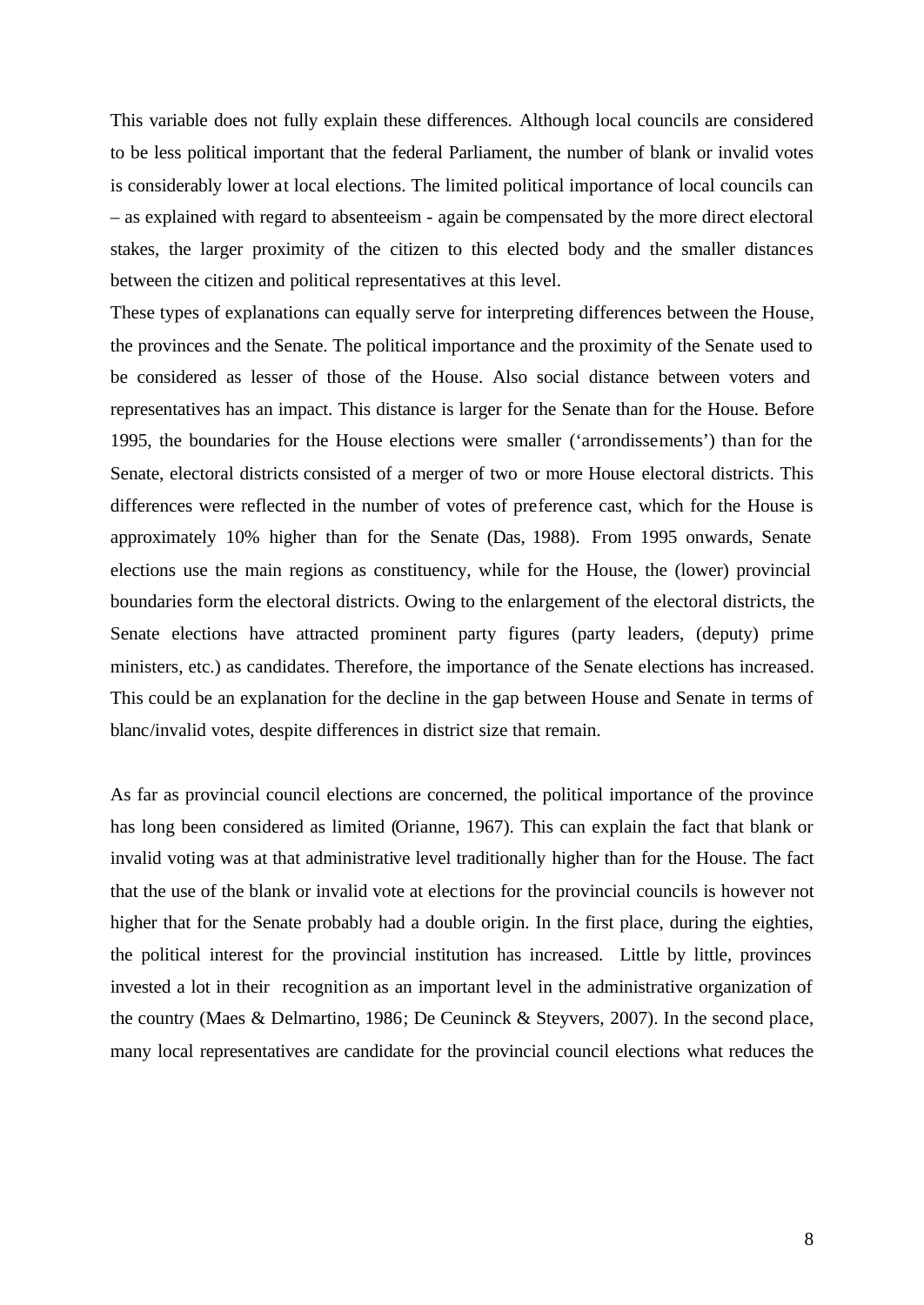This variable does not fully explain these differences. Although local councils are considered to be less political important that the federal Parliament, the number of blank or invalid votes is considerably lower at local elections. The limited political importance of local councils can – as explained with regard to absenteeism - again be compensated by the more direct electoral stakes, the larger proximity of the citizen to this elected body and the smaller distances between the citizen and political representatives at this level.

These types of explanations can equally serve for interpreting differences between the House, the provinces and the Senate. The political importance and the proximity of the Senate used to be considered as lesser of those of the House. Also social distance between voters and representatives has an impact. This distance is larger for the Senate than for the House. Before 1995, the boundaries for the House elections were smaller ('arrondissements') than for the Senate, electoral districts consisted of a merger of two or more House electoral districts. This differences were reflected in the number of votes of preference cast, which for the House is approximately 10% higher than for the Senate (Das, 1988). From 1995 onwards, Senate elections use the main regions as constituency, while for the House, the (lower) provincial boundaries form the electoral districts. Owing to the enlargement of the electoral districts, the Senate elections have attracted prominent party figures (party leaders, (deputy) prime ministers, etc.) as candidates. Therefore, the importance of the Senate elections has increased. This could be an explanation for the decline in the gap between House and Senate in terms of blanc/invalid votes, despite differences in district size that remain.

As far as provincial council elections are concerned, the political importance of the province has long been considered as limited (Orianne, 1967). This can explain the fact that blank or invalid voting was at that administrative level traditionally higher than for the House. The fact that the use of the blank or invalid vote at elections for the provincial councils is however not higher that for the Senate probably had a double origin. In the first place, during the eighties, the political interest for the provincial institution has increased. Little by little, provinces invested a lot in their recognition as an important level in the administrative organization of the country (Maes & Delmartino, 1986; De Ceuninck & Steyvers, 2007). In the second place, many local representatives are candidate for the provincial council elections what reduces the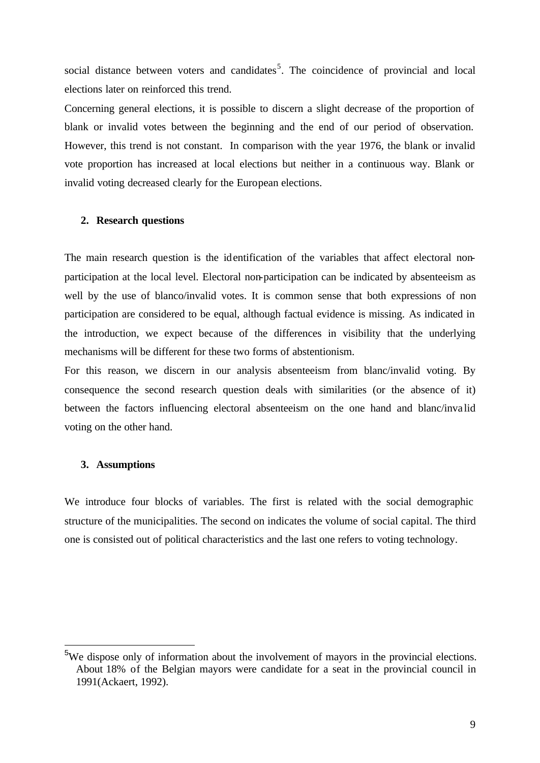social distance between voters and candidates[5]. The coincidence of provincial and local elections later on reinforced this trend.

Concerning general elections, it is possible to discern a slight decrease of the proportion of blank or invalid votes between the beginning and the end of our period of observation. However, this trend is not constant. In comparison with the year 1976, the blank or invalid vote proportion has increased at local elections but neither in a continuous way. Blank or invalid voting decreased clearly for the European elections.

## 2. Research questions

The main research question is the identification of the variables that affect electoral non-participation at the local level. Electoral non-participation can be indicated by absenteeism as well by the use of blanco/invalid votes. It is common sense that both expressions of non participation are considered to be equal, although factual evidence is missing. As indicated in the introduction, we expect because of the differences in visibility that the underlying mechanisms will be different for these two forms of abstentionism.

For this reason, we discern in our analysis absenteeism from blanc/invalid voting. By consequence the second research question deals with similarities (or the absence of it) between the factors influencing electoral absenteeism on the one hand and blanc/invalid voting on the other hand.

## 3. Assumptions

We introduce four blocks of variables. The first is related with the social demographic structure of the municipalities. The second on indicates the volume of social capital. The third one is consisted out of political characteristics and the last one refers to voting technology.

---

[5] We dispose only of information about the involvement of mayors in the provincial elections. About 18% of the Belgian mayors were candidate for a seat in the provincial council in 1991(Ackaert, 1992).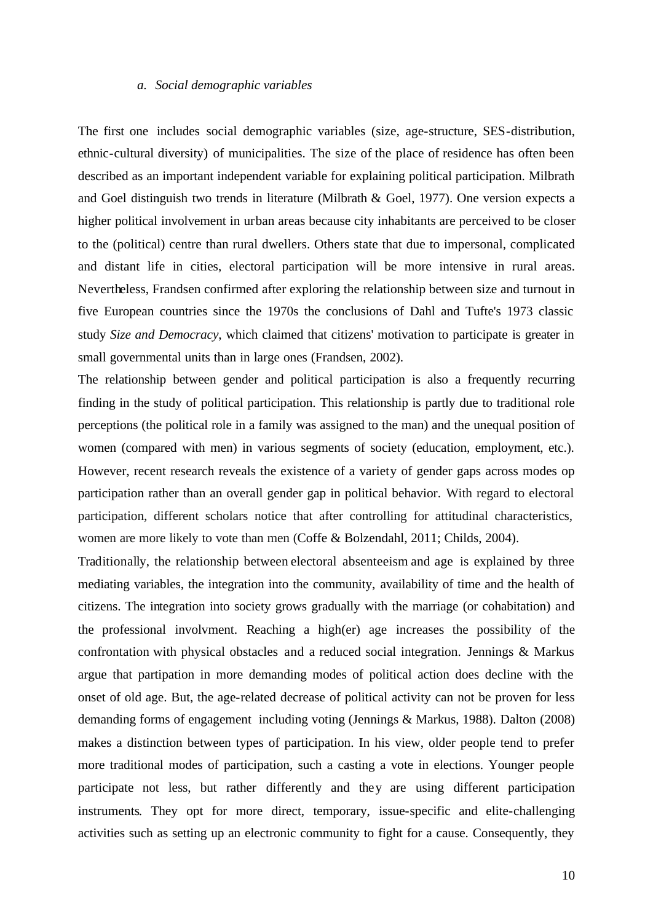*a. Social demographic variables*

The first one includes social demographic variables (size, age-structure, SES-distribution, ethnic-cultural diversity) of municipalities. The size of the place of residence has often been described as an important independent variable for explaining political participation. Milbrath and Goel distinguish two trends in literature (Milbrath & Goel, 1977). One version expects a higher political involvement in urban areas because city inhabitants are perceived to be closer to the (political) centre than rural dwellers. Others state that due to impersonal, complicated and distant life in cities, electoral participation will be more intensive in rural areas. Nevertheless, Frandsen confirmed after exploring the relationship between size and turnout in five European countries since the 1970s the conclusions of Dahl and Tufte's 1973 classic study *Size and Democracy*, which claimed that citizens' motivation to participate is greater in small governmental units than in large ones (Frandsen, 2002).

The relationship between gender and political participation is also a frequently recurring finding in the study of political participation. This relationship is partly due to traditional role perceptions (the political role in a family was assigned to the man) and the unequal position of women (compared with men) in various segments of society (education, employment, etc.). However, recent research reveals the existence of a variety of gender gaps across modes op participation rather than an overall gender gap in political behavior. With regard to electoral participation, different scholars notice that after controlling for attitudinal characteristics, women are more likely to vote than men (Coffe & Bolzendahl, 2011; Childs, 2004).

Traditionally, the relationship between electoral absenteeism and age is explained by three mediating variables, the integration into the community, availability of time and the health of citizens. The integration into society grows gradually with the marriage (or cohabitation) and the professional involvment. Reaching a high(er) age increases the possibility of the confrontation with physical obstacles and a reduced social integration. Jennings & Markus argue that partipation in more demanding modes of political action does decline with the onset of old age. But, the age-related decrease of political activity can not be proven for less demanding forms of engagement including voting (Jennings & Markus, 1988). Dalton (2008) makes a distinction between types of participation. In his view, older people tend to prefer more traditional modes of participation, such a casting a vote in elections. Younger people participate not less, but rather differently and they are using different participation instruments. They opt for more direct, temporary, issue-specific and elite-challenging activities such as setting up an electronic community to fight for a cause. Consequently, they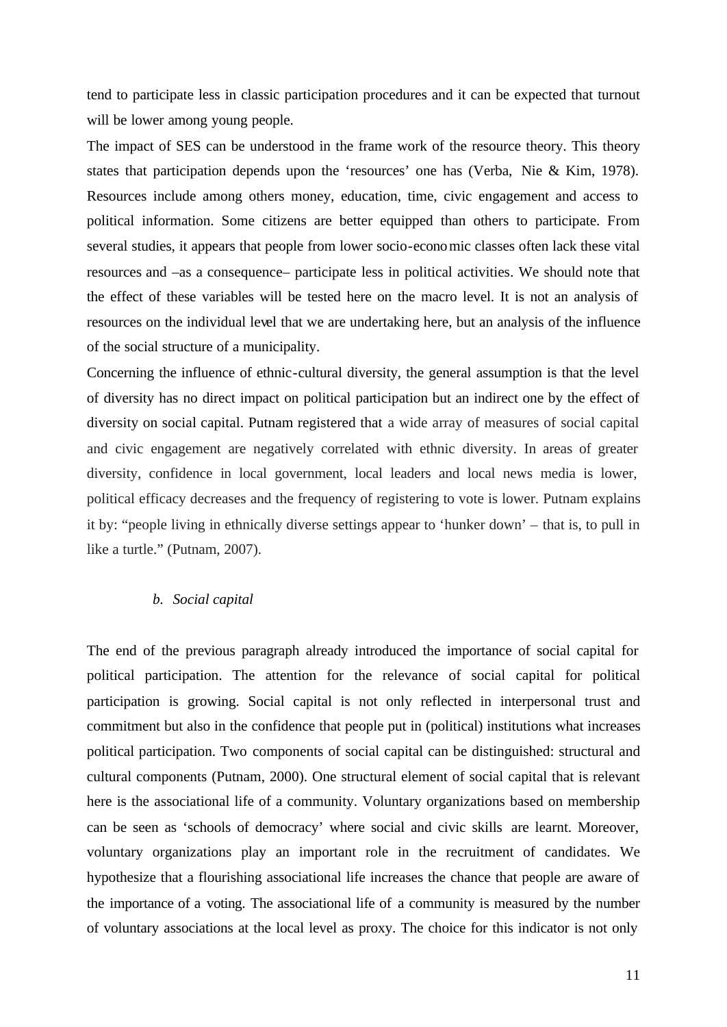tend to participate less in classic participation procedures and it can be expected that turnout will be lower among young people.

The impact of SES can be understood in the frame work of the resource theory. This theory states that participation depends upon the 'resources' one has (Verba, Nie & Kim, 1978). Resources include among others money, education, time, civic engagement and access to political information. Some citizens are better equipped than others to participate. From several studies, it appears that people from lower socio-economic classes often lack these vital resources and –as a consequence– participate less in political activities. We should note that the effect of these variables will be tested here on the macro level. It is not an analysis of resources on the individual level that we are undertaking here, but an analysis of the influence of the social structure of a municipality.

Concerning the influence of ethnic-cultural diversity, the general assumption is that the level of diversity has no direct impact on political participation but an indirect one by the effect of diversity on social capital. Putnam registered that a wide array of measures of social capital and civic engagement are negatively correlated with ethnic diversity. In areas of greater diversity, confidence in local government, local leaders and local news media is lower, political efficacy decreases and the frequency of registering to vote is lower. Putnam explains it by: "people living in ethnically diverse settings appear to 'hunker down' – that is, to pull in like a turtle." (Putnam, 2007).

### *b. Social capital*

The end of the previous paragraph already introduced the importance of social capital for political participation. The attention for the relevance of social capital for political participation is growing. Social capital is not only reflected in interpersonal trust and commitment but also in the confidence that people put in (political) institutions what increases political participation. Two components of social capital can be distinguished: structural and cultural components (Putnam, 2000). One structural element of social capital that is relevant here is the associational life of a community. Voluntary organizations based on membership can be seen as 'schools of democracy' where social and civic skills are learnt. Moreover, voluntary organizations play an important role in the recruitment of candidates. We hypothesize that a flourishing associational life increases the chance that people are aware of the importance of a voting. The associational life of a community is measured by the number of voluntary associations at the local level as proxy. The choice for this indicator is not only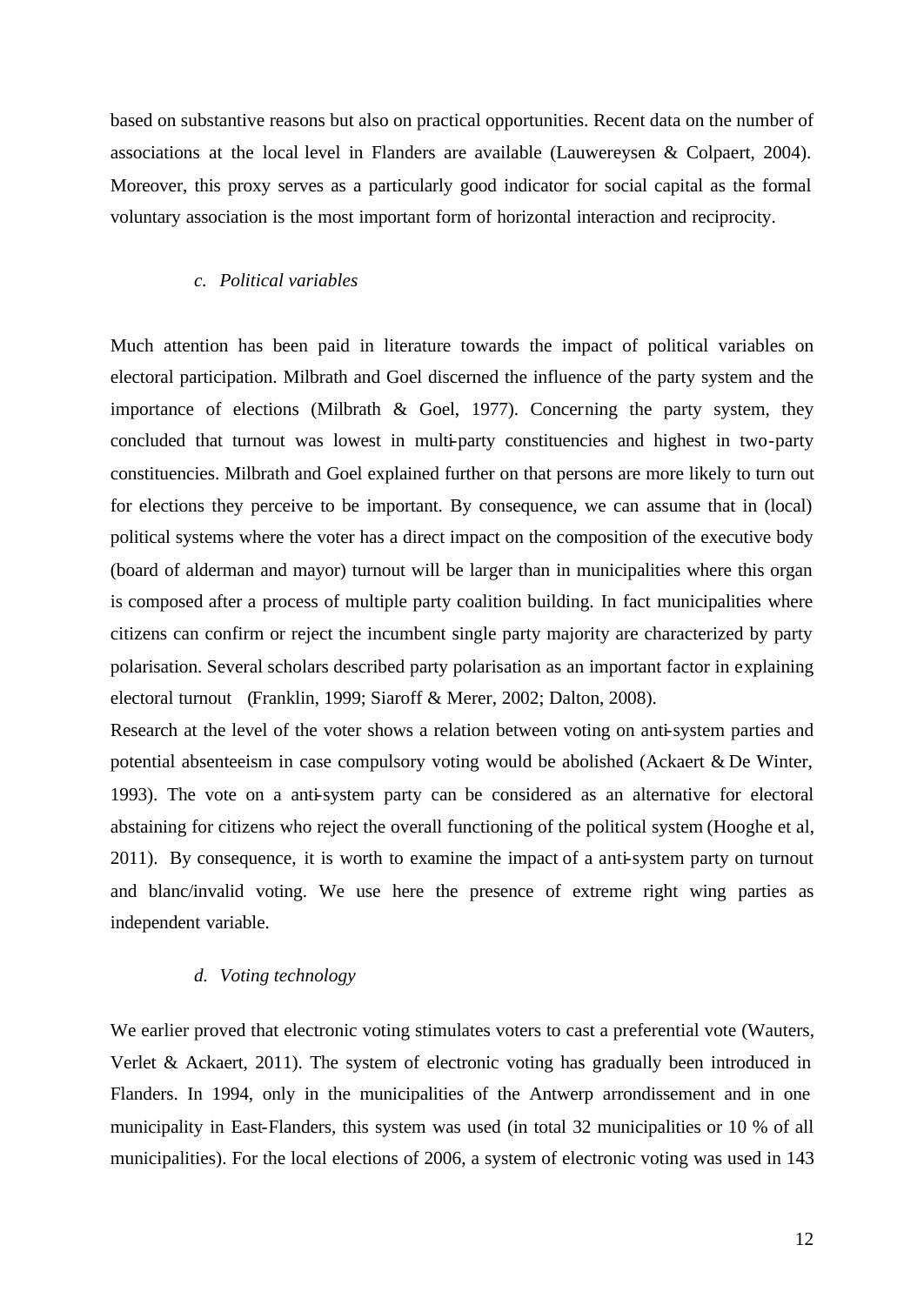based on substantive reasons but also on practical opportunities. Recent data on the number of associations at the local level in Flanders are available (Lauwereysen & Colpaert, 2004). Moreover, this proxy serves as a particularly good indicator for social capital as the formal voluntary association is the most important form of horizontal interaction and reciprocity.

### c. *Political variables*

Much attention has been paid in literature towards the impact of political variables on electoral participation. Milbrath and Goel discerned the influence of the party system and the importance of elections (Milbrath & Goel, 1977). Concerning the party system, they concluded that turnout was lowest in multi-party constituencies and highest in two-party constituencies. Milbrath and Goel explained further on that persons are more likely to turn out for elections they perceive to be important. By consequence, we can assume that in (local) political systems where the voter has a direct impact on the composition of the executive body (board of alderman and mayor) turnout will be larger than in municipalities where this organ is composed after a process of multiple party coalition building. In fact municipalities where citizens can confirm or reject the incumbent single party majority are characterized by party polarisation. Several scholars described party polarisation as an important factor in explaining electoral turnout (Franklin, 1999; Siaroff & Merer, 2002; Dalton, 2008).

Research at the level of the voter shows a relation between voting on anti-system parties and potential absenteeism in case compulsory voting would be abolished (Ackaert & De Winter, 1993). The vote on a anti-system party can be considered as an alternative for electoral abstaining for citizens who reject the overall functioning of the political system (Hooghe et al, 2011). By consequence, it is worth to examine the impact of a anti-system party on turnout and blanc/invalid voting. We use here the presence of extreme right wing parties as independent variable.

### d. *Voting technology*

We earlier proved that electronic voting stimulates voters to cast a preferential vote (Wauters, Verlet & Ackaert, 2011). The system of electronic voting has gradually been introduced in Flanders. In 1994, only in the municipalities of the Antwerp arrondissement and in one municipality in East-Flanders, this system was used (in total 32 municipalities or 10 % of all municipalities). For the local elections of 2006, a system of electronic voting was used in 143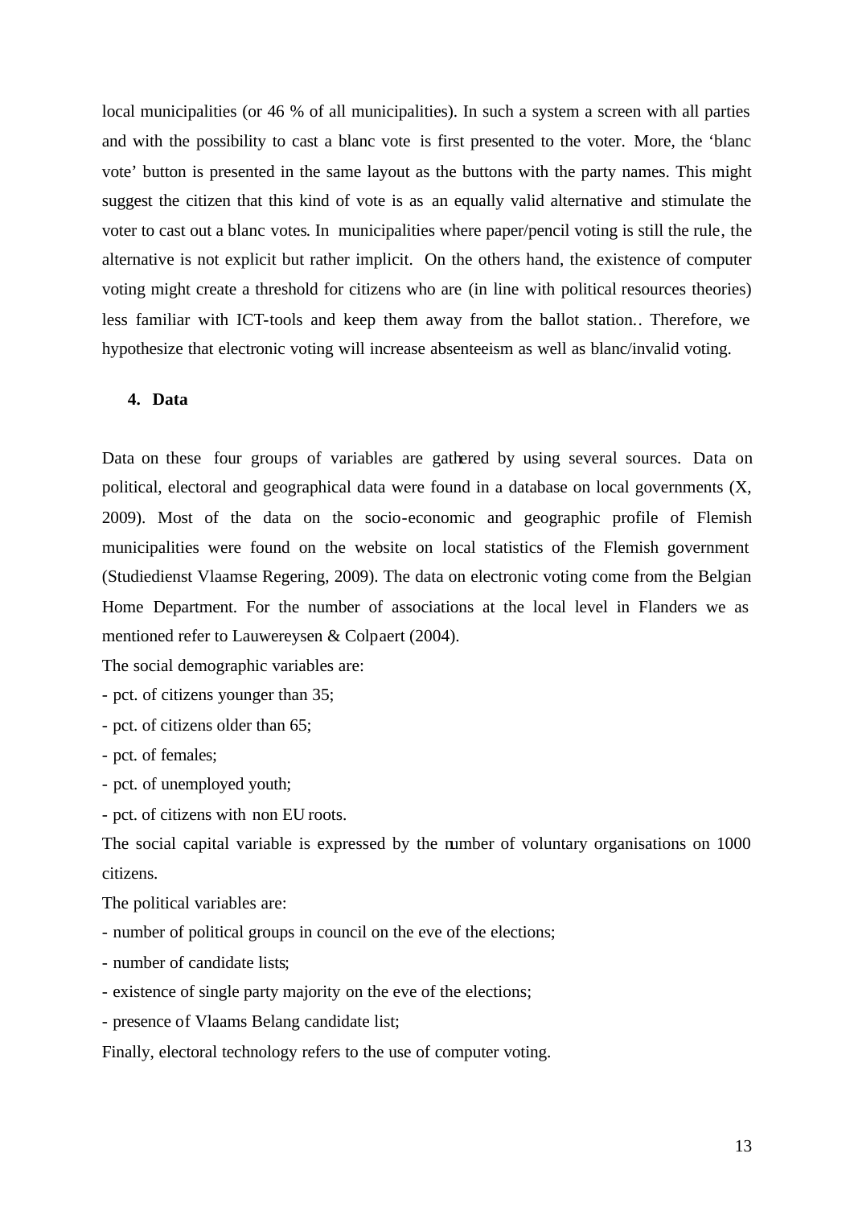local municipalities (or 46 % of all municipalities). In such a system a screen with all parties and with the possibility to cast a blanc vote is first presented to the voter. More, the 'blanc vote' button is presented in the same layout as the buttons with the party names. This might suggest the citizen that this kind of vote is as an equally valid alternative and stimulate the voter to cast out a blanc votes. In municipalities where paper/pencil voting is still the rule, the alternative is not explicit but rather implicit. On the others hand, the existence of computer voting might create a threshold for citizens who are (in line with political resources theories) less familiar with ICT-tools and keep them away from the ballot station.. Therefore, we hypothesize that electronic voting will increase absenteeism as well as blanc/invalid voting.

## 4. Data

Data on these four groups of variables are gathered by using several sources. Data on political, electoral and geographical data were found in a database on local governments (X, 2009). Most of the data on the socio-economic and geographic profile of Flemish municipalities were found on the website on local statistics of the Flemish government (Studiedienst Vlaamse Regering, 2009). The data on electronic voting come from the Belgian Home Department. For the number of associations at the local level in Flanders we as mentioned refer to Lauwereysen & Colpaert (2004).

The social demographic variables are:

- pct. of citizens younger than 35;
- pct. of citizens older than 65;
- pct. of females;
- pct. of unemployed youth;
- pct. of citizens with non EU roots.

The social capital variable is expressed by the number of voluntary organisations on 1000 citizens.

The political variables are:

- number of political groups in council on the eve of the elections;
- number of candidate lists;
- existence of single party majority on the eve of the elections;
- presence of Vlaams Belang candidate list;

Finally, electoral technology refers to the use of computer voting.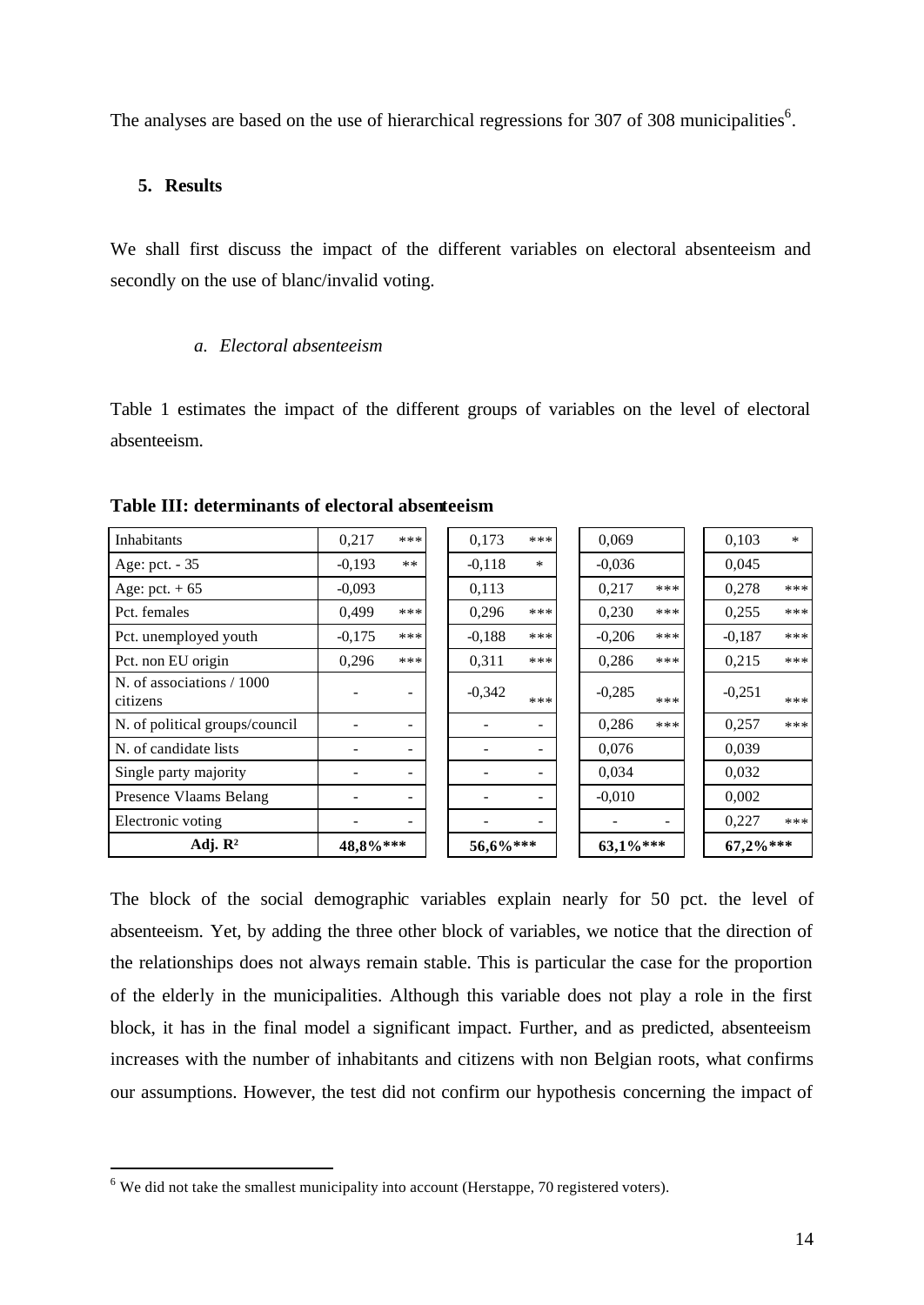The analyses are based on the use of hierarchical regressions for 307 of 308 municipalities[6].

## 5. Results

We shall first discuss the impact of the different variables on electoral absenteeism and secondly on the use of blanc/invalid voting.

### *a. Electoral absenteeism*

Table 1 estimates the impact of the different groups of variables on the level of electoral absenteeism.

**Table III: determinants of electoral absenteeism**

| | | | | | | | | |
|---|---|---|---|---|---|---|---|---|
| Inhabitants | 0,217 | *** | 0,173 | *** | 0,069 | | 0,103 | * |
| Age: pct. - 35 | -0,193 | ** | -0,118 | * | -0,036 | | 0,045 | |
| Age: pct. + 65 | -0,093 | | 0,113 | | 0,217 | *** | 0,278 | *** |
| Pct. females | 0,499 | *** | 0,296 | *** | 0,230 | *** | 0,255 | *** |
| Pct. unemployed youth | -0,175 | *** | -0,188 | *** | -0,206 | *** | -0,187 | *** |
| Pct. non EU origin | 0,296 | *** | 0,311 | *** | 0,286 | *** | 0,215 | *** |
| N. of associations / 1000 citizens | - | - | -0,342 | *** | -0,285 | *** | -0,251 | *** |
| N. of political groups/council | - | - | - | - | 0,286 | *** | 0,257 | *** |
| N. of candidate lists | - | - | - | - | 0,076 | | 0,039 | |
| Single party majority | - | - | - | - | 0,034 | | 0,032 | |
| Presence Vlaams Belang | - | - | - | - | -0,010 | | 0,002 | |
| Electronic voting | - | - | - | - | - | - | 0,227 | *** |
| **Adj. R²** | **48,8%*** | | **56,6%*** | | **63,1%*** | | **67,2%*** | |

The block of the social demographic variables explain nearly for 50 pct. the level of absenteeism. Yet, by adding the three other block of variables, we notice that the direction of the relationships does not always remain stable. This is particular the case for the proportion of the elderly in the municipalities. Although this variable does not play a role in the first block, it has in the final model a significant impact. Further, and as predicted, absenteeism increases with the number of inhabitants and citizens with non Belgian roots, what confirms our assumptions. However, the test did not confirm our hypothesis concerning the impact of

[6] We did not take the smallest municipality into account (Herstappe, 70 registered voters).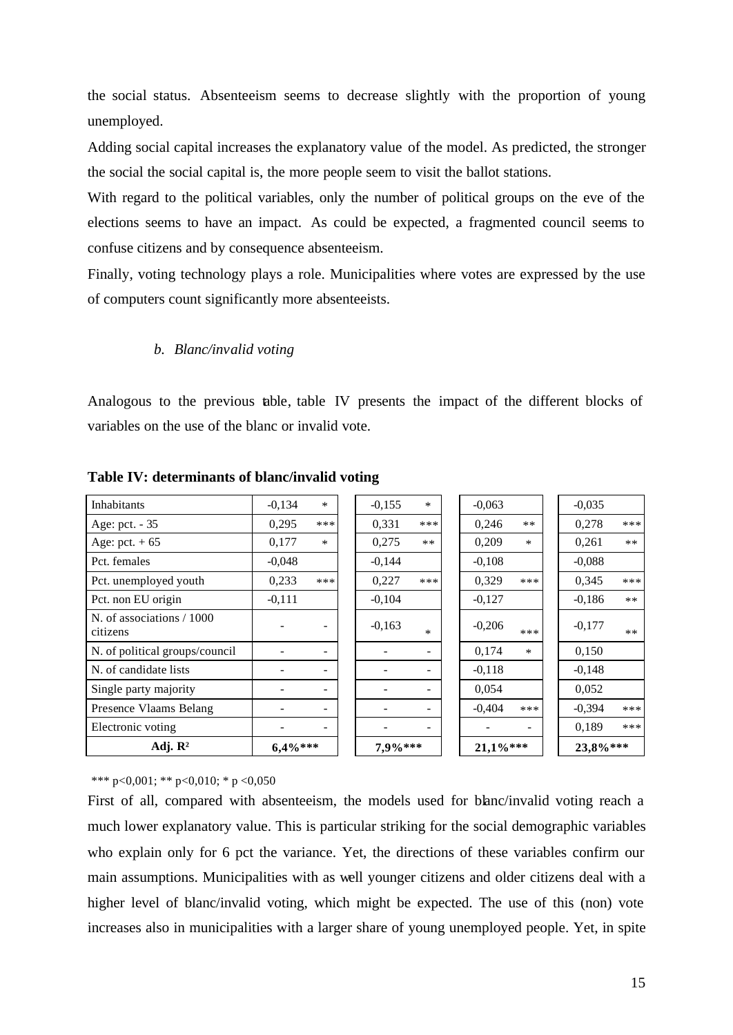the social status. Absenteeism seems to decrease slightly with the proportion of young unemployed.

Adding social capital increases the explanatory value of the model. As predicted, the stronger the social the social capital is, the more people seem to visit the ballot stations.

With regard to the political variables, only the number of political groups on the eve of the elections seems to have an impact. As could be expected, a fragmented council seems to confuse citizens and by consequence absenteeism.

Finally, voting technology plays a role. Municipalities where votes are expressed by the use of computers count significantly more absenteeists.

### *b. Blanc/invalid voting*

Analogous to the previous table, table IV presents the impact of the different blocks of variables on the use of the blanc or invalid vote.

**Table IV: determinants of blanc/invalid voting**

| | | | | | | | | |
|---|---|---|---|---|---|---|---|---|
| Inhabitants | -0,134 | * | -0,155 | * | -0,063 | | -0,035 | |
| Age: pct. - 35 | 0,295 | *** | 0,331 | *** | 0,246 | ** | 0,278 | *** |
| Age: pct. + 65 | 0,177 | * | 0,275 | ** | 0,209 | * | 0,261 | ** |
| Pct. females | -0,048 | | -0,144 | | -0,108 | | -0,088 | |
| Pct. unemployed youth | 0,233 | *** | 0,227 | *** | 0,329 | *** | 0,345 | *** |
| Pct. non EU origin | -0,111 | | -0,104 | | -0,127 | | -0,186 | ** |
| N. of associations / 1000 citizens | - | - | -0,163 | * | -0,206 | *** | -0,177 | ** |
| N. of political groups/council | - | - | - | - | 0,174 | * | 0,150 | |
| N. of candidate lists | - | - | - | - | -0,118 | | -0,148 | |
| Single party majority | - | - | - | - | 0,054 | | 0,052 | |
| Presence Vlaams Belang | - | - | - | - | -0,404 | *** | -0,394 | *** |
| Electronic voting | - | - | - | - | - | - | 0,189 | *** |
| **Adj. $R^2$** | **6,4%***** | | **7,9%***** | | **21,1%***** | | **23,8%***** | |

*** p<0,001; ** p<0,010; * p <0,050

First of all, compared with absenteeism, the models used for blanc/invalid voting reach a much lower explanatory value. This is particular striking for the social demographic variables who explain only for 6 pct the variance. Yet, the directions of these variables confirm our main assumptions. Municipalities with as well younger citizens and older citizens deal with a higher level of blanc/invalid voting, which might be expected. The use of this (non) vote increases also in municipalities with a larger share of young unemployed people. Yet, in spite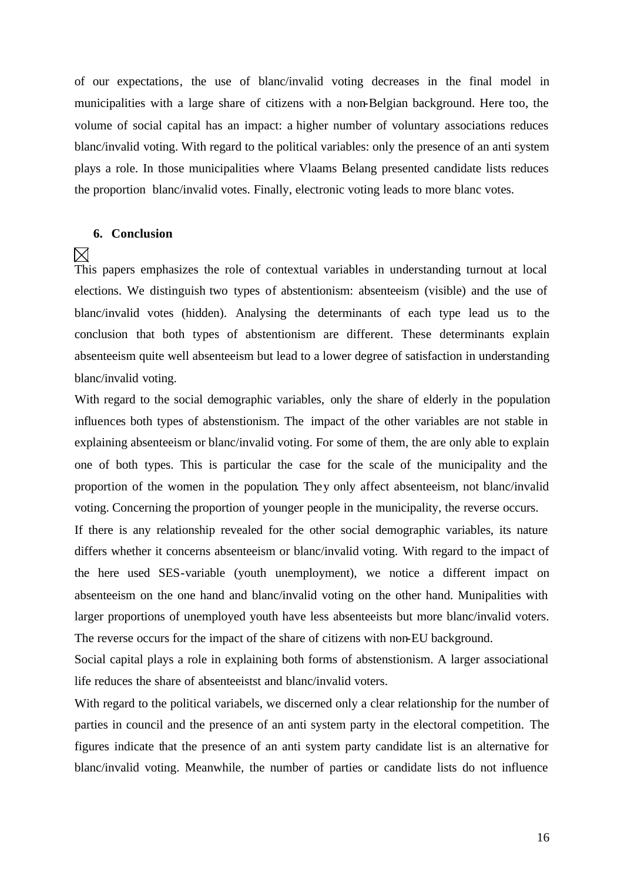of our expectations, the use of blanc/invalid voting decreases in the final model in municipalities with a large share of citizens with a non-Belgian background. Here too, the volume of social capital has an impact: a higher number of voluntary associations reduces blanc/invalid voting. With regard to the political variables: only the presence of an anti system plays a role. In those municipalities where Vlaams Belang presented candidate lists reduces the proportion blanc/invalid votes. Finally, electronic voting leads to more blanc votes.

## 6. Conclusion

This papers emphasizes the role of contextual variables in understanding turnout at local elections. We distinguish two types of abstentionism: absenteeism (visible) and the use of blanc/invalid votes (hidden). Analysing the determinants of each type lead us to the conclusion that both types of abstentionism are different. These determinants explain absenteeism quite well absenteeism but lead to a lower degree of satisfaction in understanding blanc/invalid voting.

With regard to the social demographic variables, only the share of elderly in the population influences both types of abstenstionism. The impact of the other variables are not stable in explaining absenteeism or blanc/invalid voting. For some of them, the are only able to explain one of both types. This is particular the case for the scale of the municipality and the proportion of the women in the population. They only affect absenteeism, not blanc/invalid voting. Concerning the proportion of younger people in the municipality, the reverse occurs.

If there is any relationship revealed for the other social demographic variables, its nature differs whether it concerns absenteeism or blanc/invalid voting. With regard to the impact of the here used SES-variable (youth unemployment), we notice a different impact on absenteeism on the one hand and blanc/invalid voting on the other hand. Munipalities with larger proportions of unemployed youth have less absenteeists but more blanc/invalid voters. The reverse occurs for the impact of the share of citizens with non-EU background.

Social capital plays a role in explaining both forms of abstenstionism. A larger associational life reduces the share of absenteeistst and blanc/invalid voters.

With regard to the political variabels, we discerned only a clear relationship for the number of parties in council and the presence of an anti system party in the electoral competition. The figures indicate that the presence of an anti system party candidate list is an alternative for blanc/invalid voting. Meanwhile, the number of parties or candidate lists do not influence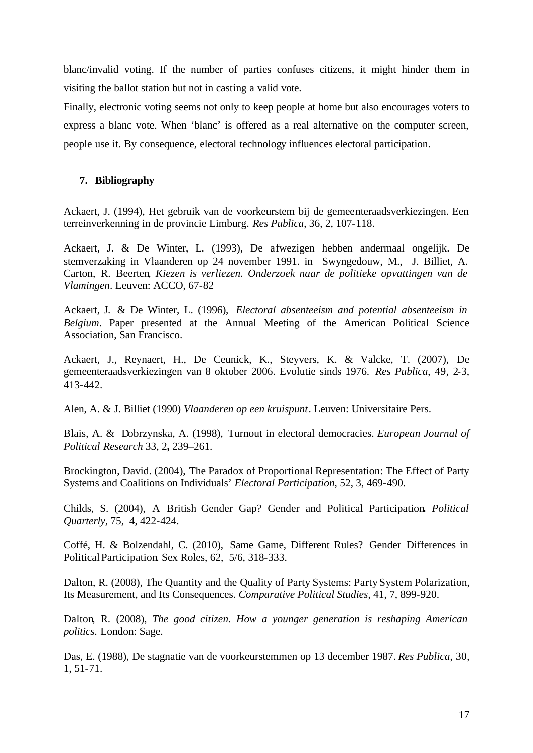blanc/invalid voting. If the number of parties confuses citizens, it might hinder them in visiting the ballot station but not in casting a valid vote.

Finally, electronic voting seems not only to keep people at home but also encourages voters to express a blanc vote. When 'blanc' is offered as a real alternative on the computer screen, people use it. By consequence, electoral technology influences electoral participation.

## 7. Bibliography

Ackaert, J. (1994), Het gebruik van de voorkeurstem bij de gemeenteraadsverkiezingen. Een terreinverkenning in de provincie Limburg. *Res Publica*, 36, 2, 107-118.

Ackaert, J. & De Winter, L. (1993), De afwezigen hebben andermaal ongelijk. De stemverzaking in Vlaanderen op 24 november 1991. in Swyngedouw, M., J. Billiet, A. Carton, R. Beerten, *Kiezen is verliezen. Onderzoek naar de politieke opvattingen van de Vlamingen*. Leuven: ACCO, 67-82

Ackaert, J. & De Winter, L. (1996), *Electoral absenteeism and potential absenteeism in Belgium*. Paper presented at the Annual Meeting of the American Political Science Association, San Francisco.

Ackaert, J., Reynaert, H., De Ceunick, K., Steyvers, K. & Valcke, T. (2007), De gemeenteraadsverkiezingen van 8 oktober 2006. Evolutie sinds 1976. *Res Publica*, 49, 2-3, 413-442.

Alen, A. & J. Billiet (1990) *Vlaanderen op een kruispunt*. Leuven: Universitaire Pers.

Blais, A. & Dobrzynska, A. (1998), Turnout in electoral democracies. *European Journal of Political Research* 33, 2**,** 239–261.

Brockington, David. (2004), The Paradox of Proportional Representation: The Effect of Party Systems and Coalitions on Individuals' *Electoral Participation*, 52, 3, 469-490.

Childs, S. (2004), A British Gender Gap? Gender and Political Participation**.** *Political Quarterly*, 75, 4, 422-424.

Coffé, H. & Bolzendahl, C. (2010), Same Game, Different Rules? Gender Differences in Political Participation. Sex Roles, 62, 5/6, 318-333.

Dalton, R. (2008), The Quantity and the Quality of Party Systems: Party System Polarization, Its Measurement, and Its Consequences. *Comparative Political Studies*, 41, 7, 899-920.

Dalton, R. (2008), *The good citizen. How a younger generation is reshaping American politics*. London: Sage.

Das, E. (1988), De stagnatie van de voorkeurstemmen op 13 december 1987. *Res Publica*, 30, 1, 51-71.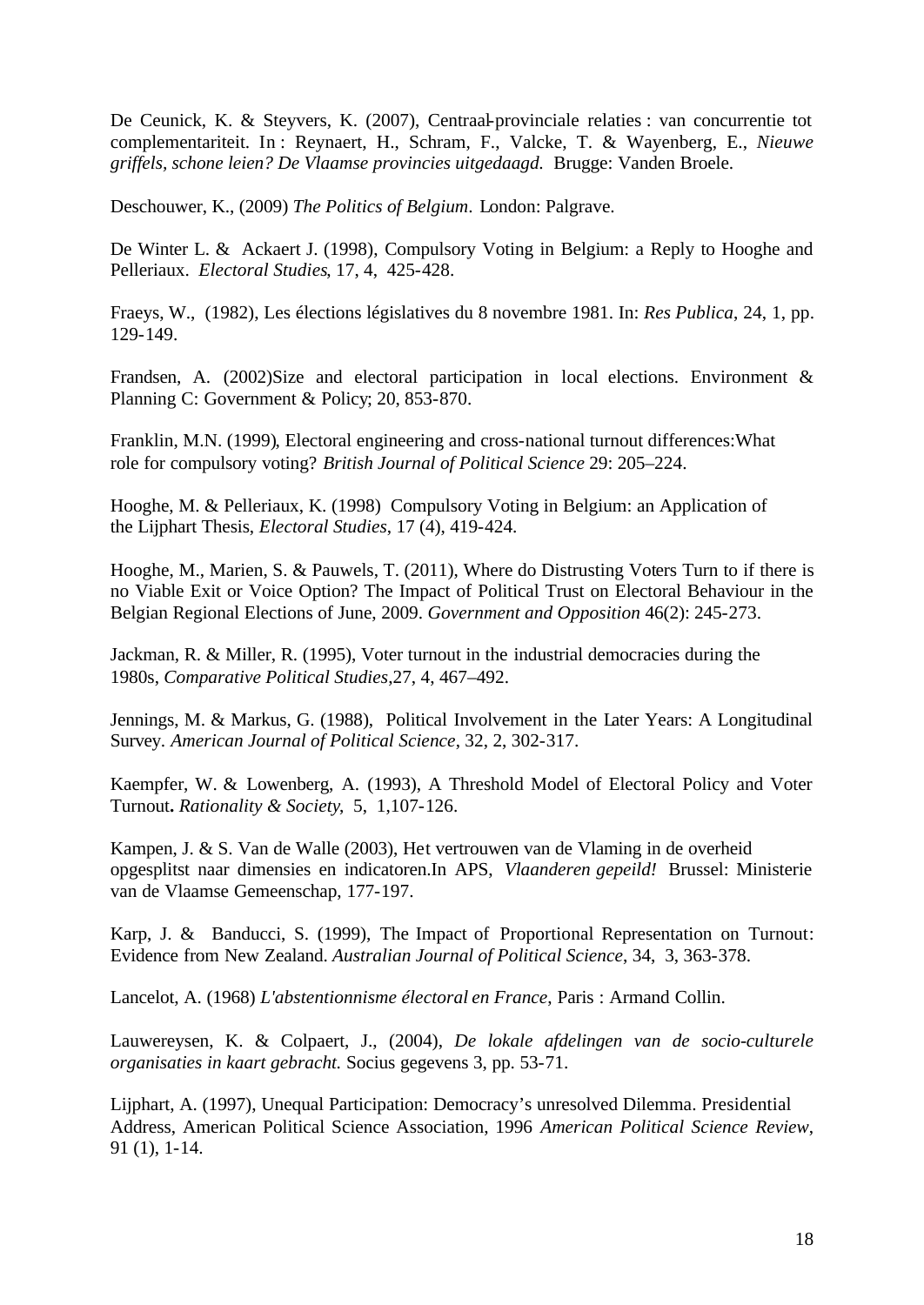De Ceunick, K. & Steyvers, K. (2007), Centraal-provinciale relaties : van concurrentie tot complementariteit. In : Reynaert, H., Schram, F., Valcke, T. & Wayenberg, E., *Nieuwe griffels, schone leien? De Vlaamse provincies uitgedaagd.* Brugge: Vanden Broele.

Deschouwer, K., (2009) *The Politics of Belgium*. London: Palgrave.

De Winter L. & Ackaert J. (1998), Compulsory Voting in Belgium: a Reply to Hooghe and Pelleriaux. *Electoral Studies*, 17, 4, 425-428.

Fraeys, W., (1982), Les élections législatives du 8 novembre 1981. In: *Res Publica*, 24, 1, pp. 129-149.

Frandsen, A. (2002)Size and electoral participation in local elections. Environment & Planning C: Government & Policy; 20, 853-870.

Franklin, M.N. (1999), Electoral engineering and cross-national turnout differences:What role for compulsory voting? *British Journal of Political Science* 29: 205–224.

Hooghe, M. & Pelleriaux, K. (1998) Compulsory Voting in Belgium: an Application of the Lijphart Thesis, *Electoral Studies*, 17 (4), 419-424.

Hooghe, M., Marien, S. & Pauwels, T. (2011), Where do Distrusting Voters Turn to if there is no Viable Exit or Voice Option? The Impact of Political Trust on Electoral Behaviour in the Belgian Regional Elections of June, 2009. *Government and Opposition* 46(2): 245-273.

Jackman, R. & Miller, R. (1995), Voter turnout in the industrial democracies during the 1980s, *Comparative Political Studies*,27, 4, 467–492.

Jennings, M. & Markus, G. (1988), Political Involvement in the Later Years: A Longitudinal Survey. *American Journal of Political Science*, 32, 2, 302-317.

Kaempfer, W. & Lowenberg, A. (1993), A Threshold Model of Electoral Policy and Voter Turnout**.** *Rationality & Society,* 5, 1,107-126.

Kampen, J. & S. Van de Walle (2003), Het vertrouwen van de Vlaming in de overheid opgesplitst naar dimensies en indicatoren.In APS, *Vlaanderen gepeild!* Brussel: Ministerie van de Vlaamse Gemeenschap, 177-197.

Karp, J. & Banducci, S. (1999), The Impact of Proportional Representation on Turnout: Evidence from New Zealand. *Australian Journal of Political Science*, 34, 3, 363-378.

Lancelot, A. (1968) *L'abstentionnisme électoral en France*, Paris : Armand Collin.

Lauwereysen, K. & Colpaert, J., (2004), *De lokale afdelingen van de socio-culturele organisaties in kaart gebracht.* Socius gegevens 3, pp. 53-71.

Lijphart, A. (1997), Unequal Participation: Democracy's unresolved Dilemma. Presidential Address, American Political Science Association, 1996 *American Political Science Review*, 91 (1), 1-14.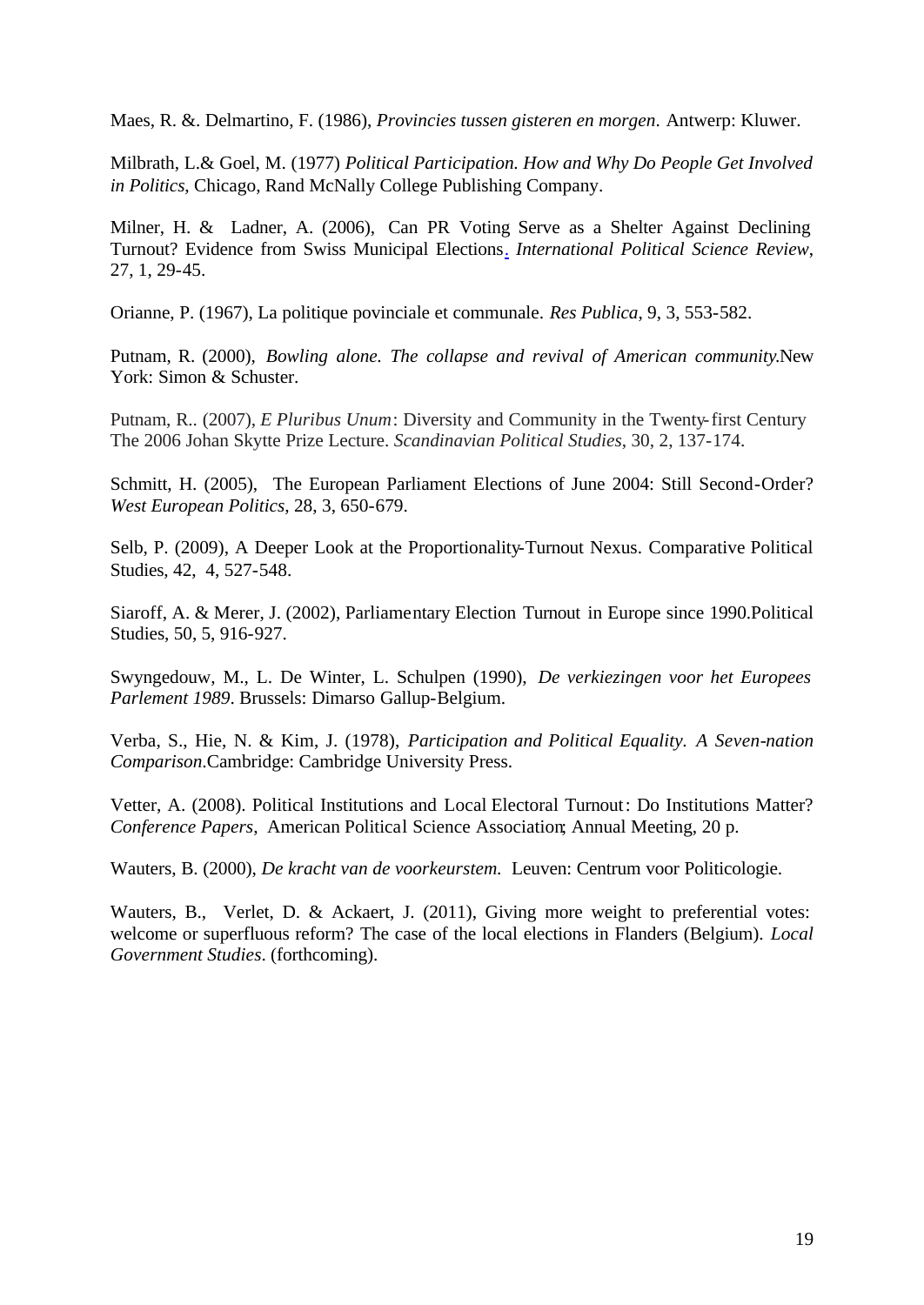Maes, R. &. Delmartino, F. (1986), *Provincies tussen gisteren en morgen*. Antwerp: Kluwer.

Milbrath, L.& Goel, M. (1977) *Political Participation. How and Why Do People Get Involved in Politics*, Chicago, Rand McNally College Publishing Company.

Milner, H. & Ladner, A. (2006), Can PR Voting Serve as a Shelter Against Declining Turnout? Evidence from Swiss Municipal Elections. *International Political Science Review*, 27, 1, 29-45.

Orianne, P. (1967), La politique povinciale et communale. *Res Publica*, 9, 3, 553-582.

Putnam, R. (2000), *Bowling alone. The collapse and revival of American community*.New York: Simon & Schuster.

Putnam, R.. (2007), *E Pluribus Unum*: Diversity and Community in the Twenty-first Century The 2006 Johan Skytte Prize Lecture. *Scandinavian Political Studies*, 30, 2, 137-174.

Schmitt, H. (2005), The European Parliament Elections of June 2004: Still Second-Order? *West European Politics*, 28, 3, 650-679.

Selb, P. (2009), A Deeper Look at the Proportionality-Turnout Nexus. Comparative Political Studies, 42, 4, 527-548.

Siaroff, A. & Merer, J. (2002), Parliamentary Election Turnout in Europe since 1990.Political Studies, 50, 5, 916-927.

Swyngedouw, M., L. De Winter, L. Schulpen (1990), *De verkiezingen voor het Europees Parlement 1989*. Brussels: Dimarso Gallup-Belgium.

Verba, S., Hie, N. & Kim, J. (1978), *Participation and Political Equality. A Seven-nation Comparison*.Cambridge: Cambridge University Press.

Vetter, A. (2008). Political Institutions and Local Electoral Turnout: Do Institutions Matter? *Conference Papers*, American Political Science Association; Annual Meeting, 20 p.

Wauters, B. (2000), *De kracht van de voorkeurstem.* Leuven: Centrum voor Politicologie.

Wauters, B., Verlet, D. & Ackaert, J. (2011), Giving more weight to preferential votes: welcome or superfluous reform? The case of the local elections in Flanders (Belgium). *Local Government Studies*. (forthcoming).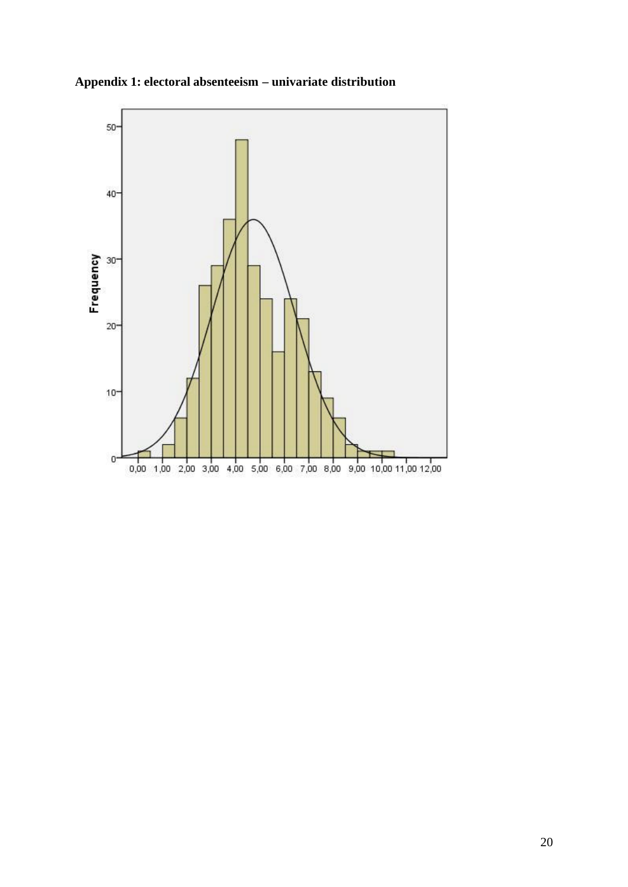**Appendix 1: electoral absenteeism – univariate distribution**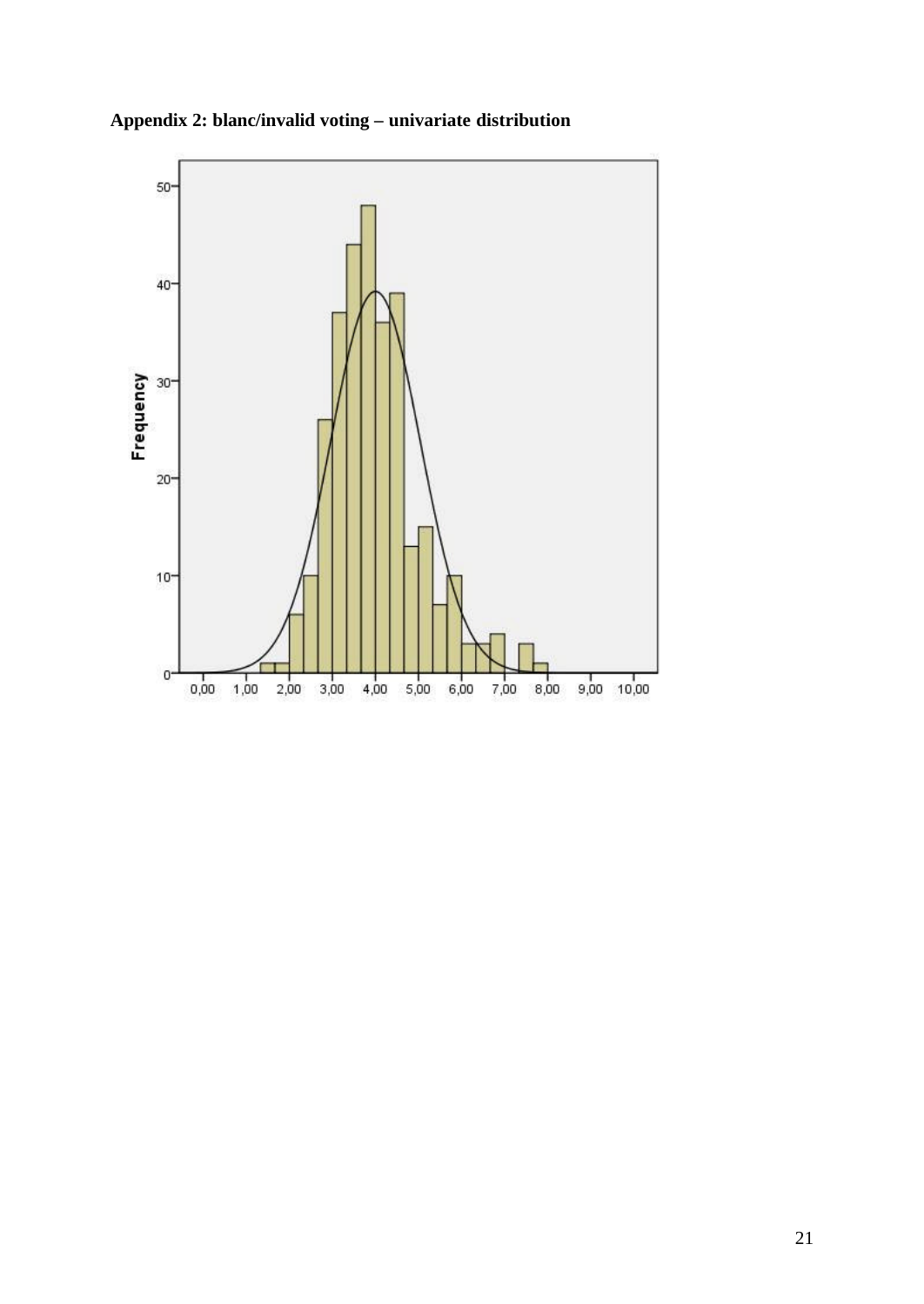**Appendix 2: blanc/invalid voting – univariate distribution**

Frequency

50
40
30
20
10
0

0,00 1,00 2,00 3,00 4,00 5,00 6,00 7,00 8,00 9,00 10,00